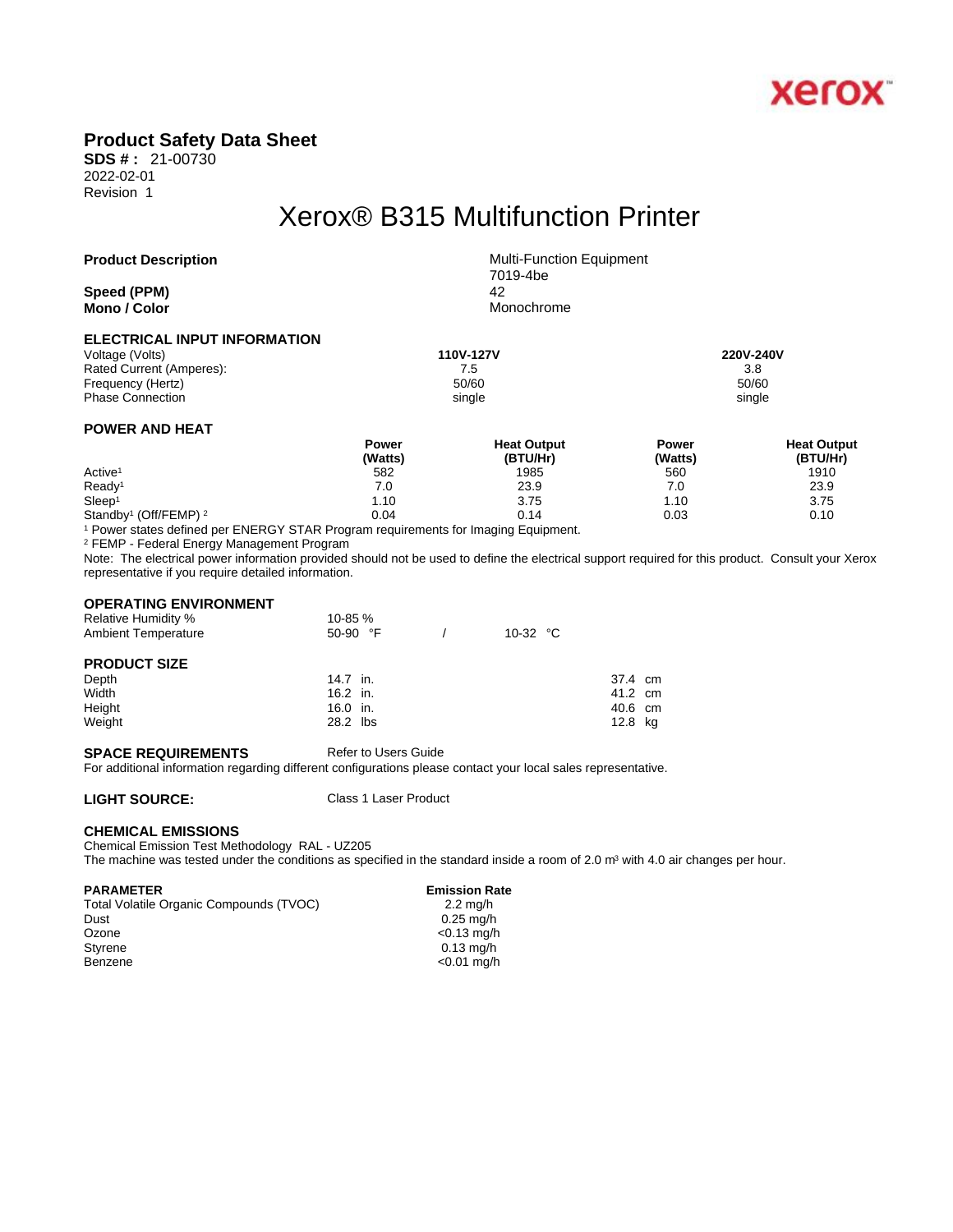## Product Safety Data Sheet

**SDS # :** 21-00730
2022-02-01
Revision 1

# Xerox® B315 Multifunction Printer

| | |
|---|---|
| **Product Description** | Multi-Function Equipment<br>7019-4be |
| **Speed (PPM)** | 42 |
| **Mono / Color** | Monochrome |

### ELECTRICAL INPUT INFORMATION

| | | |
|---|---|---|
| Voltage (Volts) | **110V-127V** | **220V-240V** |
| Rated Current (Amperes): | 7.5 | 3.8 |
| Frequency (Hertz) | 50/60 | 50/60 |
| Phase Connection | single | single |

### POWER AND HEAT

| | Power (Watts) | Heat Output (BTU/Hr) | Power (Watts) | Heat Output (BTU/Hr) |
|---|---|---|---|---|
| Active[1] | 582 | 1985 | 560 | 1910 |
| Ready[1] | 7.0 | 23.9 | 7.0 | 23.9 |
| Sleep[1] | 1.10 | 3.75 | 1.10 | 3.75 |
| Standby[1] (Off/FEMP) [2] | 0.04 | 0.14 | 0.03 | 0.10 |

[1] Power states defined per ENERGY STAR Program requirements for Imaging Equipment.
[2] FEMP - Federal Energy Management Program

Note: The electrical power information provided should not be used to define the electrical support required for this product. Consult your Xerox representative if you require detailed information.

### OPERATING ENVIRONMENT

| | | |
|---|---|---|
| Relative Humidity % | 10-85 % | |
| Ambient Temperature | 50-90 °F | 10-32 °C |

### PRODUCT SIZE

| | | |
|---|---|---|
| Depth | 14.7 in. | 37.4 cm |
| Width | 16.2 in. | 41.2 cm |
| Height | 16.0 in. | 40.6 cm |
| Weight | 28.2 lbs | 12.8 kg |

**SPACE REQUIREMENTS** Refer to Users Guide
For additional information regarding different configurations please contact your local sales representative.

**LIGHT SOURCE:** Class 1 Laser Product

### CHEMICAL EMISSIONS

Chemical Emission Test Methodology RAL - UZ205
The machine was tested under the conditions as specified in the standard inside a room of 2.0 m³ with 4.0 air changes per hour.

| PARAMETER | Emission Rate |
|---|---|
| Total Volatile Organic Compounds (TVOC) | 2.2 mg/h |
| Dust | 0.25 mg/h |
| Ozone | <0.13 mg/h |
| Styrene | 0.13 mg/h |
| Benzene | <0.01 mg/h |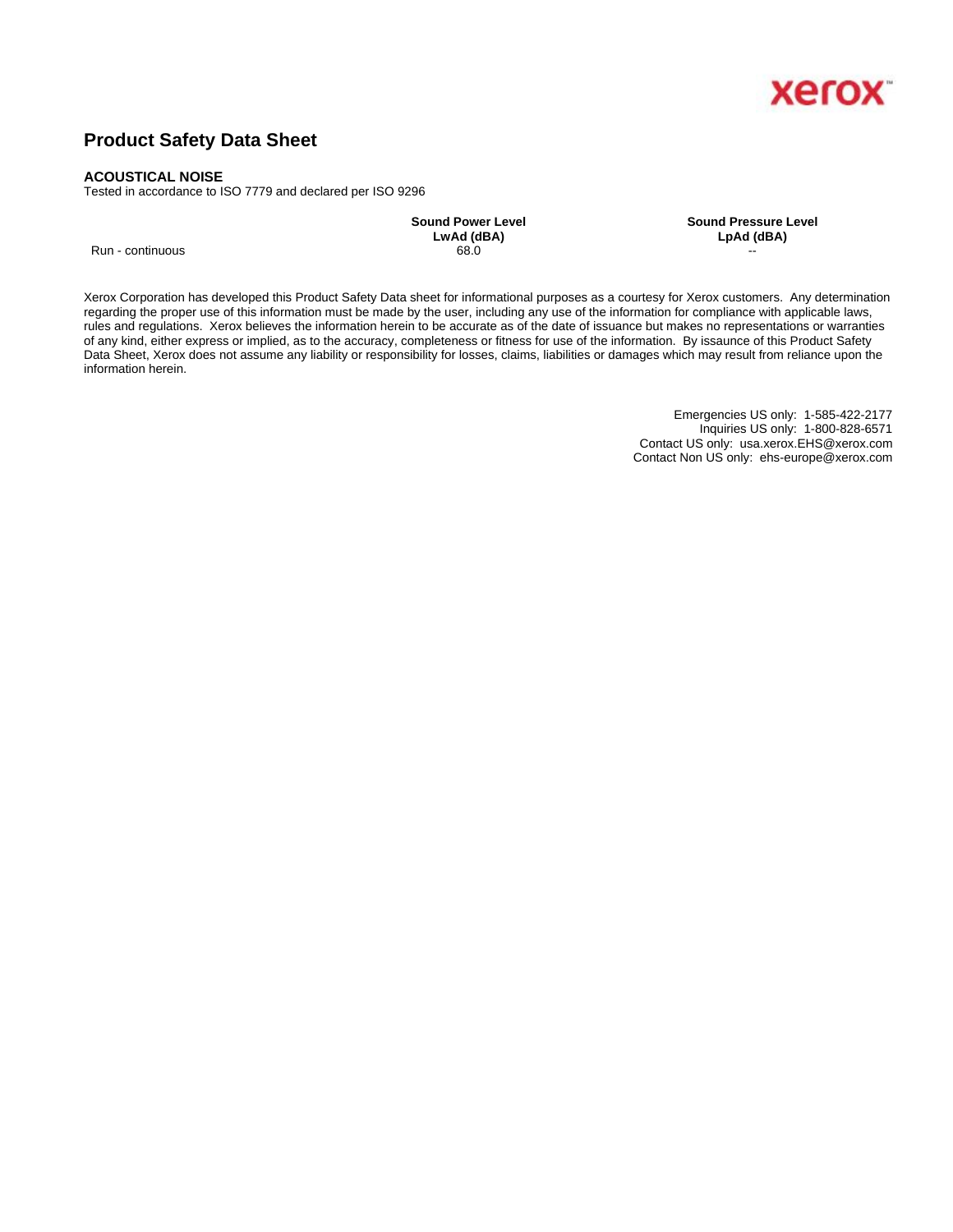## Product Safety Data Sheet

### ACOUSTICAL NOISE

Tested in accordance to ISO 7779 and declared per ISO 9296

| | Sound Power Level LwAd (dBA) | Sound Pressure Level LpAd (dBA) |
|---|---|---|
| Run - continuous | 68.0 | -- |

Xerox Corporation has developed this Product Safety Data sheet for informational purposes as a courtesy for Xerox customers. Any determination regarding the proper use of this information must be made by the user, including any use of the information for compliance with applicable laws, rules and regulations. Xerox believes the information herein to be accurate as of the date of issuance but makes no representations or warranties of any kind, either express or implied, as to the accuracy, completeness or fitness for use of the information. By issuance of this Product Safety Data Sheet, Xerox does not assume any liability or responsibility for losses, claims, liabilities or damages which may result from reliance upon the information herein.

Emergencies US only: 1-585-422-2177
Inquiries US only: 1-800-828-6571
Contact US only: usa.xerox.EHS@xerox.com
Contact Non US only: ehs-europe@xerox.com